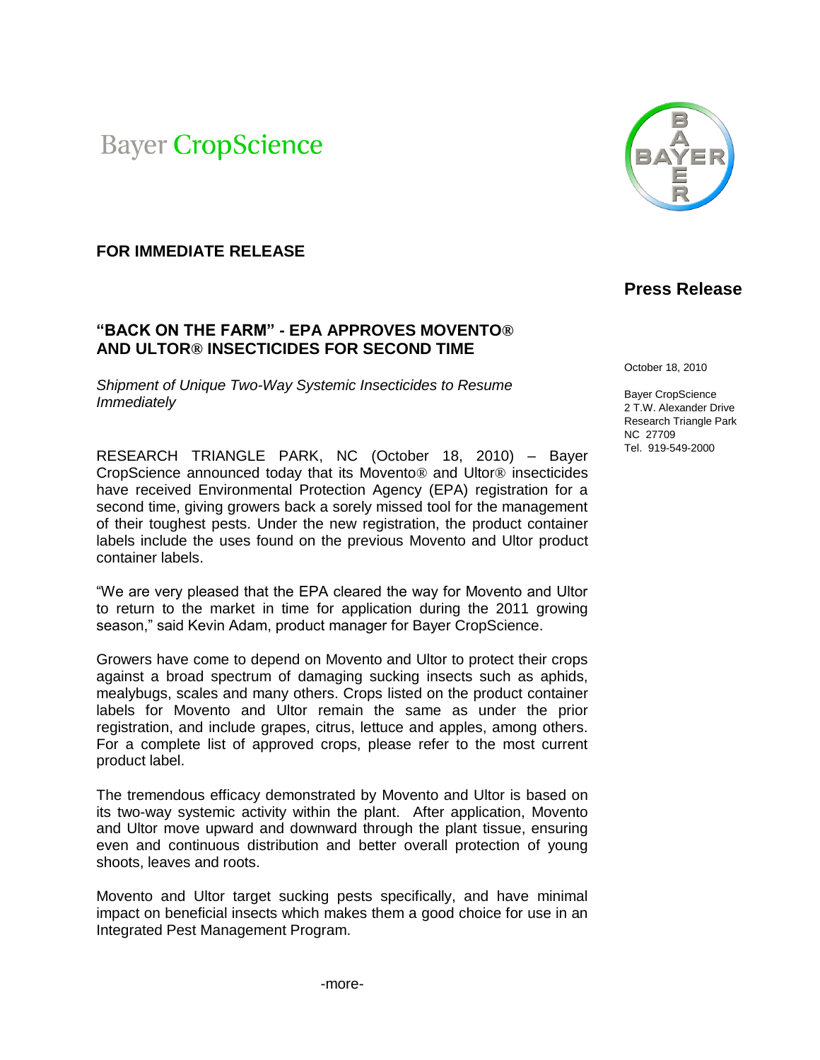Bayer CropScience

**FOR IMMEDIATE RELEASE**

**Press Release**

# "BACK ON THE FARM" - EPA APPROVES MOVENTO® AND ULTOR® INSECTICIDES FOR SECOND TIME

*Shipment of Unique Two-Way Systemic Insecticides to Resume Immediately*

October 18, 2010

Bayer CropScience
2 T.W. Alexander Drive
Research Triangle Park
NC 27709
Tel. 919-549-2000

RESEARCH TRIANGLE PARK, NC (October 18, 2010) – Bayer CropScience announced today that its Movento® and Ultor® insecticides have received Environmental Protection Agency (EPA) registration for a second time, giving growers back a sorely missed tool for the management of their toughest pests. Under the new registration, the product container labels include the uses found on the previous Movento and Ultor product container labels.

"We are very pleased that the EPA cleared the way for Movento and Ultor to return to the market in time for application during the 2011 growing season," said Kevin Adam, product manager for Bayer CropScience.

Growers have come to depend on Movento and Ultor to protect their crops against a broad spectrum of damaging sucking insects such as aphids, mealybugs, scales and many others. Crops listed on the product container labels for Movento and Ultor remain the same as under the prior registration, and include grapes, citrus, lettuce and apples, among others. For a complete list of approved crops, please refer to the most current product label.

The tremendous efficacy demonstrated by Movento and Ultor is based on its two-way systemic activity within the plant. After application, Movento and Ultor move upward and downward through the plant tissue, ensuring even and continuous distribution and better overall protection of young shoots, leaves and roots.

Movento and Ultor target sucking pests specifically, and have minimal impact on beneficial insects which makes them a good choice for use in an Integrated Pest Management Program.

-more-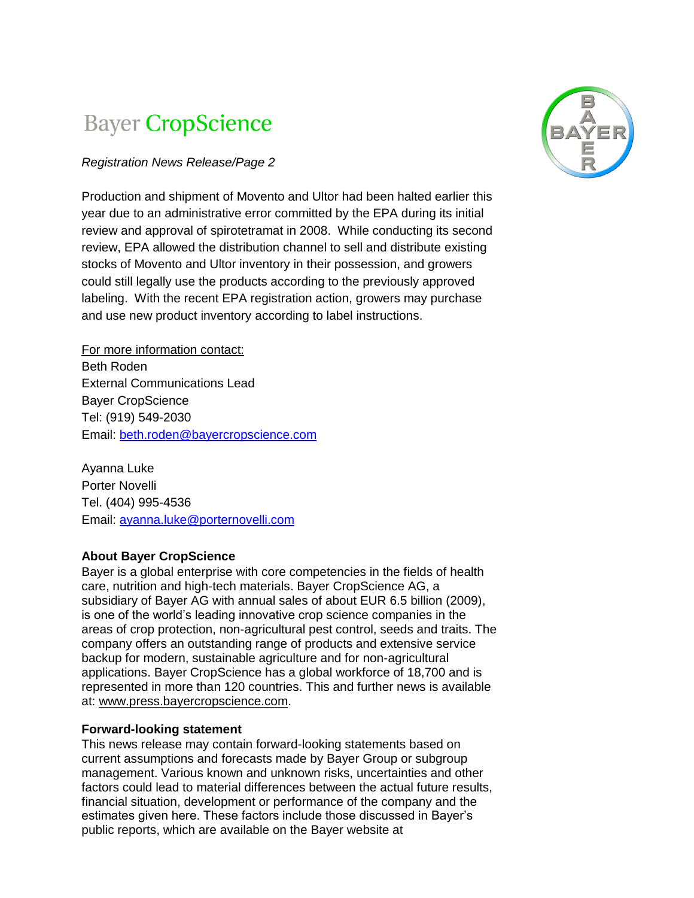Production and shipment of Movento and Ultor had been halted earlier this year due to an administrative error committed by the EPA during its initial review and approval of spirotetramat in 2008. While conducting its second review, EPA allowed the distribution channel to sell and distribute existing stocks of Movento and Ultor inventory in their possession, and growers could still legally use the products according to the previously approved labeling. With the recent EPA registration action, growers may purchase and use new product inventory according to label instructions.

For more information contact:
Beth Roden
External Communications Lead
Bayer CropScience
Tel: (919) 549-2030
Email: beth.roden@bayercropscience.com

Ayanna Luke
Porter Novelli
Tel. (404) 995-4536
Email: ayanna.luke@porternovelli.com

**About Bayer CropScience**
Bayer is a global enterprise with core competencies in the fields of health care, nutrition and high-tech materials. Bayer CropScience AG, a subsidiary of Bayer AG with annual sales of about EUR 6.5 billion (2009), is one of the world's leading innovative crop science companies in the areas of crop protection, non-agricultural pest control, seeds and traits. The company offers an outstanding range of products and extensive service backup for modern, sustainable agriculture and for non-agricultural applications. Bayer CropScience has a global workforce of 18,700 and is represented in more than 120 countries. This and further news is available at: www.press.bayercropscience.com.

**Forward-looking statement**
This news release may contain forward-looking statements based on current assumptions and forecasts made by Bayer Group or subgroup management. Various known and unknown risks, uncertainties and other factors could lead to material differences between the actual future results, financial situation, development or performance of the company and the estimates given here. These factors include those discussed in Bayer's public reports, which are available on the Bayer website at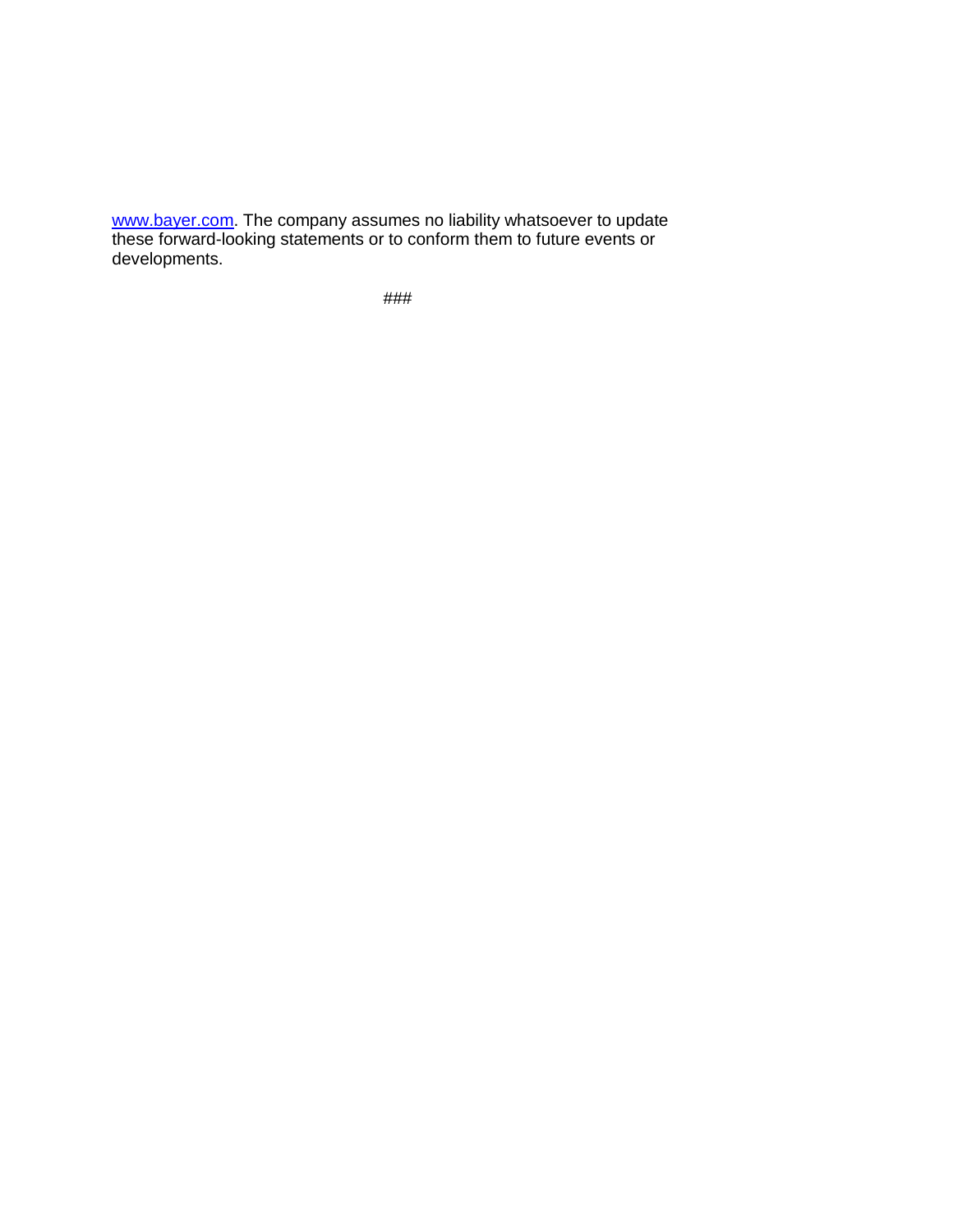www.bayer.com. The company assumes no liability whatsoever to update these forward-looking statements or to conform them to future events or developments.

###